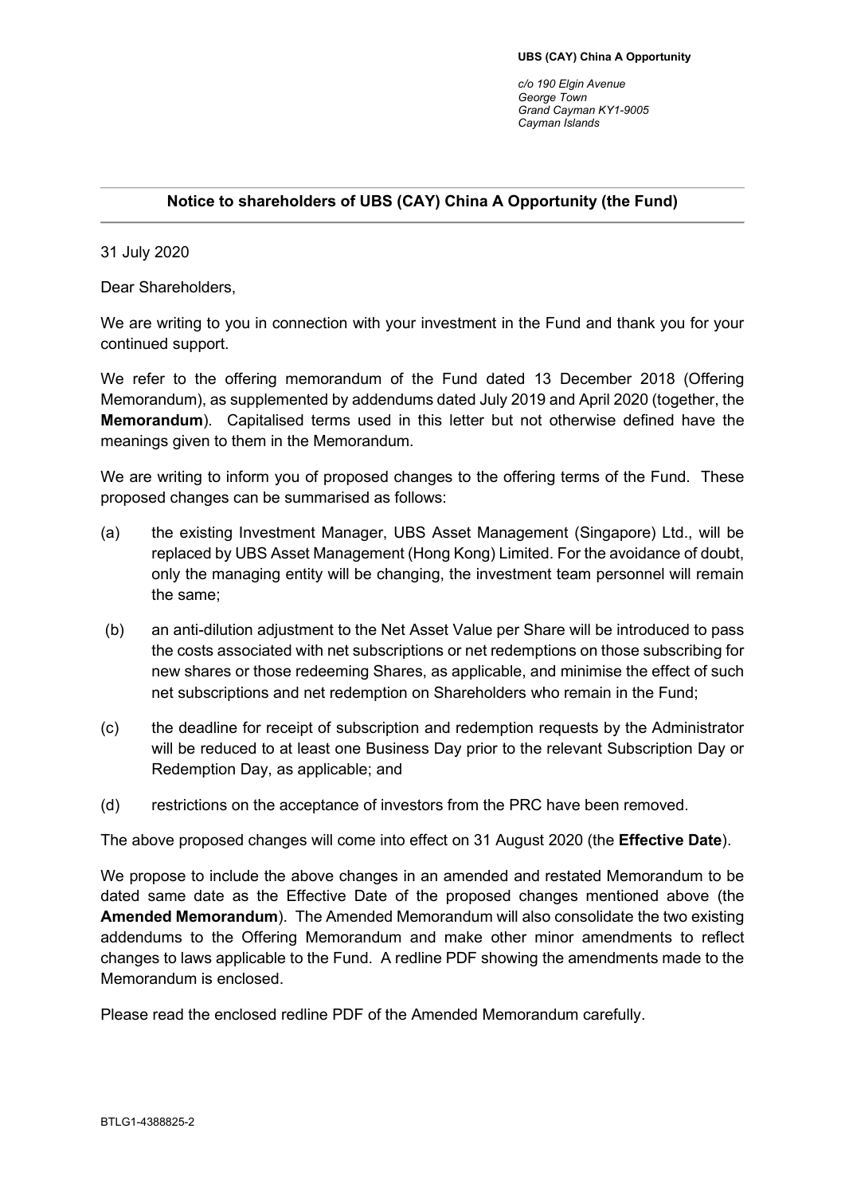**UBS (CAY) China A Opportunity**

*c/o 190 Elgin Avenue*
*George Town*
*Grand Cayman KY1-9005*
*Cayman Islands*

---

**Notice to shareholders of UBS (CAY) China A Opportunity (the Fund)**

---

31 July 2020

Dear Shareholders,

We are writing to you in connection with your investment in the Fund and thank you for your continued support.

We refer to the offering memorandum of the Fund dated 13 December 2018 (Offering Memorandum), as supplemented by addendums dated July 2019 and April 2020 (together, the **Memorandum**). Capitalised terms used in this letter but not otherwise defined have the meanings given to them in the Memorandum.

We are writing to inform you of proposed changes to the offering terms of the Fund. These proposed changes can be summarised as follows:

(a) the existing Investment Manager, UBS Asset Management (Singapore) Ltd., will be replaced by UBS Asset Management (Hong Kong) Limited. For the avoidance of doubt, only the managing entity will be changing, the investment team personnel will remain the same;

(b) an anti-dilution adjustment to the Net Asset Value per Share will be introduced to pass the costs associated with net subscriptions or net redemptions on those subscribing for new shares or those redeeming Shares, as applicable, and minimise the effect of such net subscriptions and net redemption on Shareholders who remain in the Fund;

(c) the deadline for receipt of subscription and redemption requests by the Administrator will be reduced to at least one Business Day prior to the relevant Subscription Day or Redemption Day, as applicable; and

(d) restrictions on the acceptance of investors from the PRC have been removed.

The above proposed changes will come into effect on 31 August 2020 (the **Effective Date**).

We propose to include the above changes in an amended and restated Memorandum to be dated same date as the Effective Date of the proposed changes mentioned above (the **Amended Memorandum**). The Amended Memorandum will also consolidate the two existing addendums to the Offering Memorandum and make other minor amendments to reflect changes to laws applicable to the Fund. A redline PDF showing the amendments made to the Memorandum is enclosed.

Please read the enclosed redline PDF of the Amended Memorandum carefully.

BTLG1-4388825-2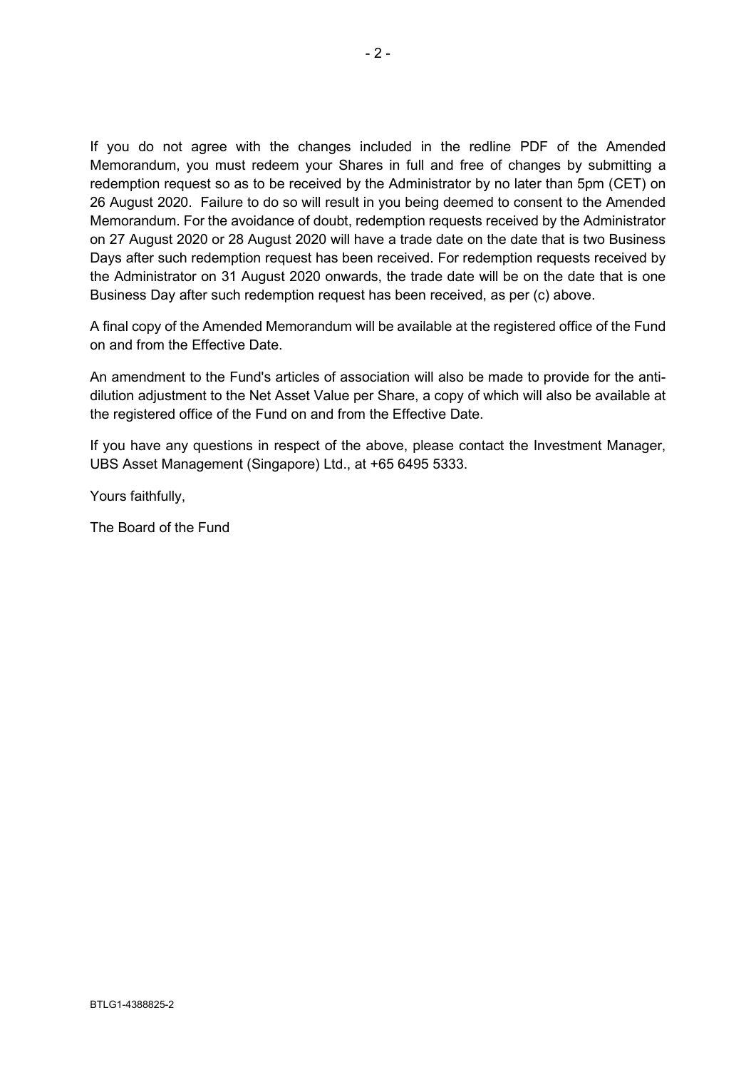If you do not agree with the changes included in the redline PDF of the Amended Memorandum, you must redeem your Shares in full and free of changes by submitting a redemption request so as to be received by the Administrator by no later than 5pm (CET) on 26 August 2020. Failure to do so will result in you being deemed to consent to the Amended Memorandum. For the avoidance of doubt, redemption requests received by the Administrator on 27 August 2020 or 28 August 2020 will have a trade date on the date that is two Business Days after such redemption request has been received. For redemption requests received by the Administrator on 31 August 2020 onwards, the trade date will be on the date that is one Business Day after such redemption request has been received, as per (c) above.

A final copy of the Amended Memorandum will be available at the registered office of the Fund on and from the Effective Date.

An amendment to the Fund's articles of association will also be made to provide for the anti-dilution adjustment to the Net Asset Value per Share, a copy of which will also be available at the registered office of the Fund on and from the Effective Date.

If you have any questions in respect of the above, please contact the Investment Manager, UBS Asset Management (Singapore) Ltd., at +65 6495 5333.

Yours faithfully,

The Board of the Fund

BTLG1-4388825-2